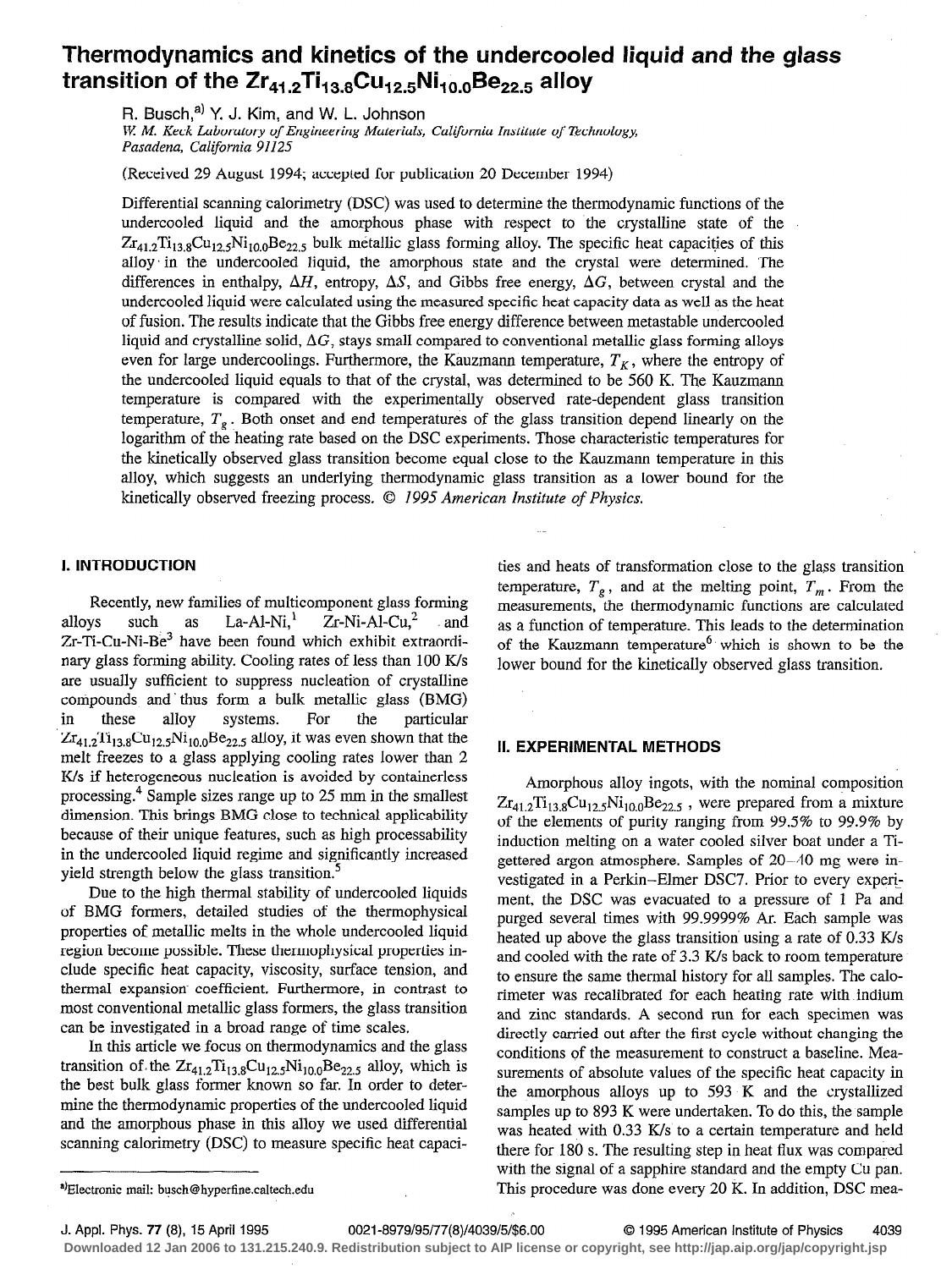# Thermodynamics and kinetics of the undercooled liquid and the glass transition of the $Zr_{41.2}Ti_{13.8}Cu_{12.5}Ni_{10.0}Be_{22.5}$ alloy

R. Busch,[a] Y. J. Kim, and W. L. Johnson

*W. M. Keck Laboratory of Engineering Materials, California Institute of Technology, Pasadena, California 91125*

(Received 29 August 1994; accepted for publication 20 December 1994)

Differential scanning calorimetry (DSC) was used to determine the thermodynamic functions of the undercooled liquid and the amorphous phase with respect to the crystalline state of the $Zr_{41.2}Ti_{13.8}Cu_{12.5}Ni_{10.0}Be_{22.5}$ bulk metallic glass forming alloy. The specific heat capacities of this alloy in the undercooled liquid, the amorphous state and the crystal were determined. The differences in enthalpy, $\Delta H$, entropy, $\Delta S$, and Gibbs free energy, $\Delta G$, between crystal and the undercooled liquid were calculated using the measured specific heat capacity data as well as the heat of fusion. The results indicate that the Gibbs free energy difference between metastable undercooled liquid and crystalline solid, $\Delta G$, stays small compared to conventional metallic glass forming alloys even for large undercoolings. Furthermore, the Kauzmann temperature, $T_K$, where the entropy of the undercooled liquid equals to that of the crystal, was determined to be 560 K. The Kauzmann temperature is compared with the experimentally observed rate-dependent glass transition temperature, $T_g$. Both onset and end temperatures of the glass transition depend linearly on the logarithm of the heating rate based on the DSC experiments. Those characteristic temperatures for the kinetically observed glass transition become equal close to the Kauzmann temperature in this alloy, which suggests an underlying thermodynamic glass transition as a lower bound for the kinetically observed freezing process. © *1995 American Institute of Physics.*

## I. INTRODUCTION

Recently, new families of multicomponent glass forming alloys such as La-Al-Ni,[1] Zr-Ni-Al-Cu,[2] and Zr-Ti-Cu-Ni-Be[3] have been found which exhibit extraordinary glass forming ability. Cooling rates of less than 100 K/s are usually sufficient to suppress nucleation of crystalline compounds and thus form a bulk metallic glass (BMG) in these alloy systems. For the particular $Zr_{41.2}Ti_{13.8}Cu_{12.5}Ni_{10.0}Be_{22.5}$ alloy, it was even shown that the melt freezes to a glass applying cooling rates lower than 2 K/s if heterogeneous nucleation is avoided by containerless processing.[4] Sample sizes range up to 25 mm in the smallest dimension. This brings BMG close to technical applicability because of their unique features, such as high processability in the undercooled liquid regime and significantly increased yield strength below the glass transition.[5]

Due to the high thermal stability of undercooled liquids of BMG formers, detailed studies of the thermophysical properties of metallic melts in the whole undercooled liquid region become possible. These thermophysical properties include specific heat capacity, viscosity, surface tension, and thermal expansion coefficient. Furthermore, in contrast to most conventional metallic glass formers, the glass transition can be investigated in a broad range of time scales.

In this article we focus on thermodynamics and the glass transition of the $Zr_{41.2}Ti_{13.8}Cu_{12.5}Ni_{10.0}Be_{22.5}$ alloy, which is the best bulk glass former known so far. In order to determine the thermodynamic properties of the undercooled liquid and the amorphous phase in this alloy we used differential scanning calorimetry (DSC) to measure specific heat capacities and heats of transformation close to the glass transition temperature, $T_g$, and at the melting point, $T_m$. From the measurements, the thermodynamic functions are calculated as a function of temperature. This leads to the determination of the Kauzmann temperature[6] which is shown to be the lower bound for the kinetically observed glass transition.

## II. EXPERIMENTAL METHODS

Amorphous alloy ingots, with the nominal composition $Zr_{41.2}Ti_{13.8}Cu_{12.5}Ni_{10.0}Be_{22.5}$, were prepared from a mixture of the elements of purity ranging from 99.5% to 99.9% by induction melting on a water cooled silver boat under a Ti-gettered argon atmosphere. Samples of 20–40 mg were investigated in a Perkin–Elmer DSC7. Prior to every experiment, the DSC was evacuated to a pressure of 1 Pa and purged several times with 99.9999% Ar. Each sample was heated up above the glass transition using a rate of 0.33 K/s and cooled with the rate of 3.3 K/s back to room temperature to ensure the same thermal history for all samples. The calorimeter was recalibrated for each heating rate with indium and zinc standards. A second run for each specimen was directly carried out after the first cycle without changing the conditions of the measurement to construct a baseline. Measurements of absolute values of the specific heat capacity in the amorphous alloys up to 593 K and the crystallized samples up to 893 K were undertaken. To do this, the sample was heated with 0.33 K/s to a certain temperature and held there for 180 s. The resulting step in heat flux was compared with the signal of a sapphire standard and the empty Cu pan. This procedure was done every 20 K. In addition, DSC mea-

[a]Electronic mail: busch@hyperfine.caltech.edu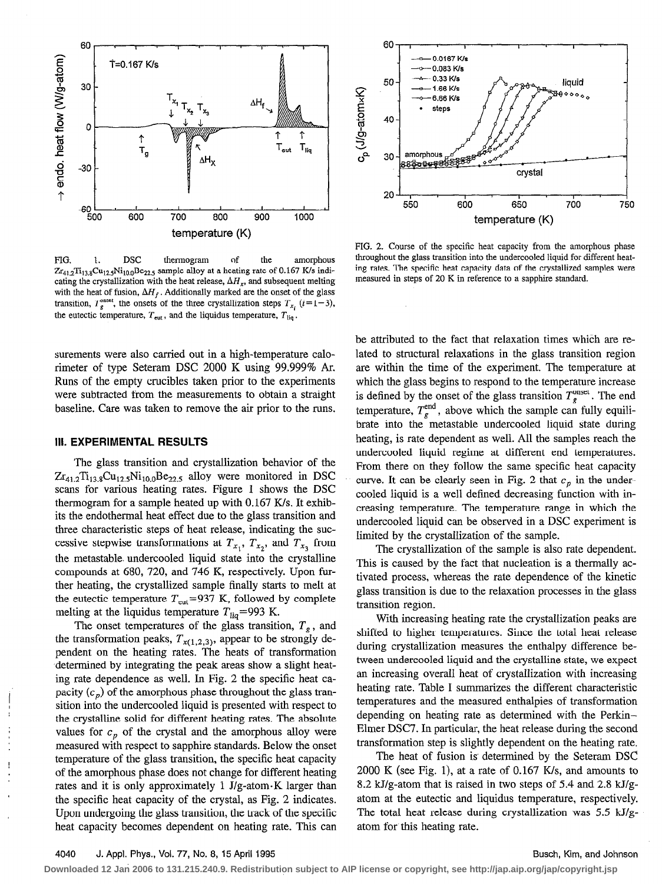FIG. 1. DSC thermogram of the amorphous $Zr_{41.2}Ti_{13.8}Cu_{12.5}Ni_{10.0}Be_{22.5}$ sample alloy at a heating rate of 0.167 K/s indicating the crystallization with the heat release, $\Delta H_x$, and subsequent melting with the heat of fusion, $\Delta H_f$. Additionally marked are the onset of the glass transition, $T_g^{\text{onset}}$, the onsets of the three crystallization steps $T_{x_i}$ $(i=1-3)$, the eutectic temperature, $T_{\text{eut}}$, and the liquidus temperature, $T_{\text{liq}}$.

FIG. 2. Course of the specific heat capacity from the amorphous phase throughout the glass transition into the undercooled liquid for different heating rates. The specific heat capacity data of the crystallized samples were measured in steps of 20 K in reference to a sapphire standard.

surements were also carried out in a high-temperature calorimeter of type Seteram DSC 2000 K using 99.999% Ar. Runs of the empty crucibles taken prior to the experiments were subtracted from the measurements to obtain a straight baseline. Care was taken to remove the air prior to the runs.

## III. EXPERIMENTAL RESULTS

The glass transition and crystallization behavior of the $Zr_{41.2}Ti_{13.8}Cu_{12.5}Ni_{10.0}Be_{22.5}$ alloy were monitored in DSC scans for various heating rates. Figure 1 shows the DSC thermogram for a sample heated up with 0.167 K/s. It exhibits the endothermal heat effect due to the glass transition and three characteristic steps of heat release, indicating the successive stepwise transformations at $T_{x_1}$, $T_{x_2}$, and $T_{x_3}$ from the metastable undercooled liquid state into the crystalline compounds at 680, 720, and 746 K, respectively. Upon further heating, the crystallized sample finally starts to melt at the eutectic temperature $T_{\text{eut}}=937$ K, followed by complete melting at the liquidus temperature $T_{\text{liq}}=993$ K.

The onset temperatures of the glass transition, $T_g$, and the transformation peaks, $T_{x(1,2,3)}$, appear to be strongly dependent on the heating rates. The heats of transformation determined by integrating the peak areas show a slight heating rate dependence as well. In Fig. 2 the specific heat capacity ($c_p$) of the amorphous phase throughout the glass transition into the undercooled liquid is presented with respect to the crystalline solid for different heating rates. The absolute values for $c_p$ of the crystal and the amorphous alloy were measured with respect to sapphire standards. Below the onset temperature of the glass transition, the specific heat capacity of the amorphous phase does not change for different heating rates and it is only approximately 1 J/g-atom·K larger than the specific heat capacity of the crystal, as Fig. 2 indicates. Upon undergoing the glass transition, the track of the specific heat capacity becomes dependent on heating rate. This can be attributed to the fact that relaxation times which are related to structural relaxations in the glass transition region are within the time of the experiment. The temperature at which the glass begins to respond to the temperature increase is defined by the onset of the glass transition $T_g^{\text{onset}}$. The end temperature, $T_g^{\text{end}}$, above which the sample can fully equilibrate into the metastable undercooled liquid state during heating, is rate dependent as well. All the samples reach the undercooled liquid regime at different end temperatures. From there on they follow the same specific heat capacity curve. It can be clearly seen in Fig. 2 that $c_p$ in the undercooled liquid is a well defined decreasing function with increasing temperature. The temperature range in which the undercooled liquid can be observed in a DSC experiment is limited by the crystallization of the sample.

The crystallization of the sample is also rate dependent. This is caused by the fact that nucleation is a thermally activated process, whereas the rate dependence of the kinetic glass transition is due to the relaxation processes in the glass transition region.

With increasing heating rate the crystallization peaks are shifted to higher temperatures. Since the total heat release during crystallization measures the enthalpy difference between undercooled liquid and the crystalline state, we expect an increasing overall heat of crystallization with increasing heating rate. Table I summarizes the different characteristic temperatures and the measured enthalpies of transformation depending on heating rate as determined with the Perkin–Elmer DSC7. In particular, the heat release during the second transformation step is slightly dependent on the heating rate.

The heat of fusion is determined by the Seteram DSC 2000 K (see Fig. 1), at a rate of 0.167 K/s, and amounts to 8.2 kJ/g-atom that is raised in two steps of 5.4 and 2.8 kJ/g-atom at the eutectic and liquidus temperature, respectively. The total heat release during crystallization was 5.5 kJ/g-atom for this heating rate.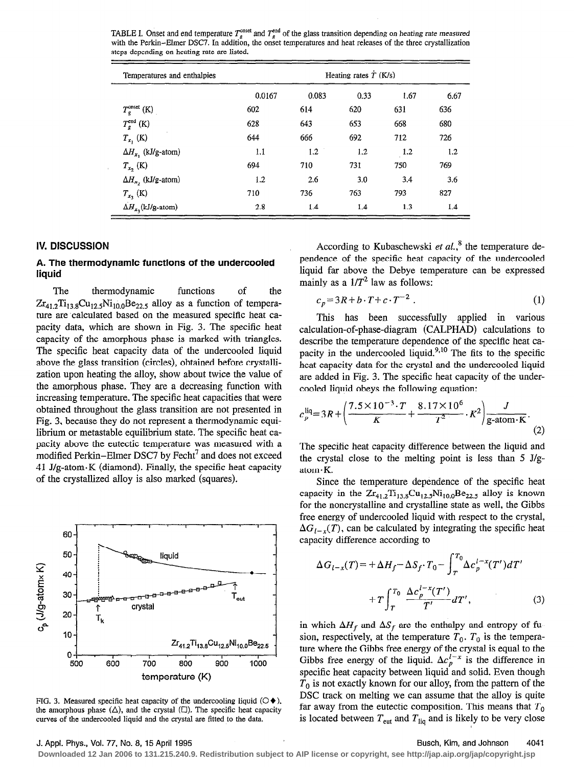TABLE I. Onset and end temperature $T_g^{\rm onset}$ and $T_g^{\rm end}$ of the glass transition depending on heating rate measured with the Perkin–Elmer DSC7. In addition, the onset temperatures and heat releases of the three crystallization steps depending on heating rate are listed.

| Temperatures and enthalpies | Heating rates $\dot{T}$ (K/s) | | | | |
|---|---|---|---|---|---|
| | 0.0167 | 0.083 | 0.33 | 1.67 | 6.67 |
| $T_g^{\rm onset}$ (K) | 602 | 614 | 620 | 631 | 636 |
| $T_g^{\rm end}$ (K) | 628 | 643 | 653 | 668 | 680 |
| $T_{x_1}$ (K) | 644 | 666 | 692 | 712 | 726 |
| $\Delta H_{x_1}$ (kJ/g-atom) | 1.1 | 1.2 | 1.2 | 1.2 | 1.2 |
| $T_{x_2}$ (K) | 694 | 710 | 731 | 750 | 769 |
| $\Delta H_{x_2}$ (kJ/g-atom) | 1.2 | 2.6 | 3.0 | 3.4 | 3.6 |
| $T_{x_3}$ (K) | 710 | 736 | 763 | 793 | 827 |
| $\Delta H_{x_3}$(kJ/g-atom) | 2.8 | 1.4 | 1.4 | 1.3 | 1.4 |

## IV. DISCUSSION

### A. The thermodynamic functions of the undercooled liquid

The thermodynamic functions of the $Zr_{41.2}Ti_{13.8}Cu_{12.5}Ni_{10.0}Be_{22.5}$ alloy as a function of temperature are calculated based on the measured specific heat capacity data, which are shown in Fig. 3. The specific heat capacity of the amorphous phase is marked with triangles. The specific heat capacity data of the undercooled liquid above the glass transition (circles), obtained before crystallization upon heating the alloy, show about twice the value of the amorphous phase. They are a decreasing function with increasing temperature. The specific heat capacities that were obtained throughout the glass transition are not presented in Fig. 3, because they do not represent a thermodynamic equilibrium or metastable equilibrium state. The specific heat capacity above the eutectic temperature was measured with a modified Perkin–Elmer DSC7 by Fecht[7] and does not exceed 41 J/g-atom·K (diamond). Finally, the specific heat capacity of the crystallized alloy is also marked (squares).

FIG. 3. Measured specific heat capacity of the undercooling liquid (○◆), the amorphous phase (△), and the crystal (□). The specific heat capacity curves of the undercooled liquid and the crystal are fitted to the data.

According to Kubaschewski *et al.*,[8] the temperature dependence of the specific heat capacity of the undercooled liquid far above the Debye temperature can be expressed mainly as a $1/T^2$ law as follows:

$$c_p = 3R + b\cdot T + c\cdot T^{-2}\,. \tag{1}$$

This has been successfully applied in various calculation-of-phase-diagram (CALPHAD) calculations to describe the temperature dependence of the specific heat capacity in the undercooled liquid.[9,10] The fits to the specific heat capacity data for the crystal and the undercooled liquid are added in Fig. 3. The specific heat capacity of the undercooled liquid obeys the following equation:

$$c_p^{\rm liq} = 3R + \left(\frac{7.5\times10^{-3}\cdot T}{K} + \frac{8.17\times10^6}{T^2}\cdot K^2\right)\frac{J}{\text{g-atom}\cdot K}. \tag{2}$$

The specific heat capacity difference between the liquid and the crystal close to the melting point is less than 5 J/g-atom·K.

Since the temperature dependence of the specific heat capacity in the $Zr_{41.2}Ti_{13.8}Cu_{12.5}Ni_{10.0}Be_{22.5}$ alloy is known for the noncrystalline and crystalline state as well, the Gibbs free energy of undercooled liquid with respect to the crystal, $\Delta G_{l-x}(T)$, can be calculated by integrating the specific heat capacity difference according to

$$\Delta G_{l-x}(T) = +\Delta H_f - \Delta S_f\cdot T_0 - \int_T^{T_0} \Delta c_p^{l-x}(T')dT' + T\int_T^{T_0} \frac{\Delta c_p^{l-x}(T')}{T'}dT', \tag{3}$$

in which $\Delta H_f$ and $\Delta S_f$ are the enthalpy and entropy of fusion, respectively, at the temperature $T_0$. $T_0$ is the temperature where the Gibbs free energy of the crystal is equal to the Gibbs free energy of the liquid. $\Delta c_p^{l-x}$ is the difference in specific heat capacity between liquid and solid. Even though $T_0$ is not exactly known for our alloy, from the pattern of the DSC track on melting we can assume that the alloy is quite far away from the eutectic composition. This means that $T_0$ is located between $T_{\rm eut}$ and $T_{\rm liq}$ and is likely to be very close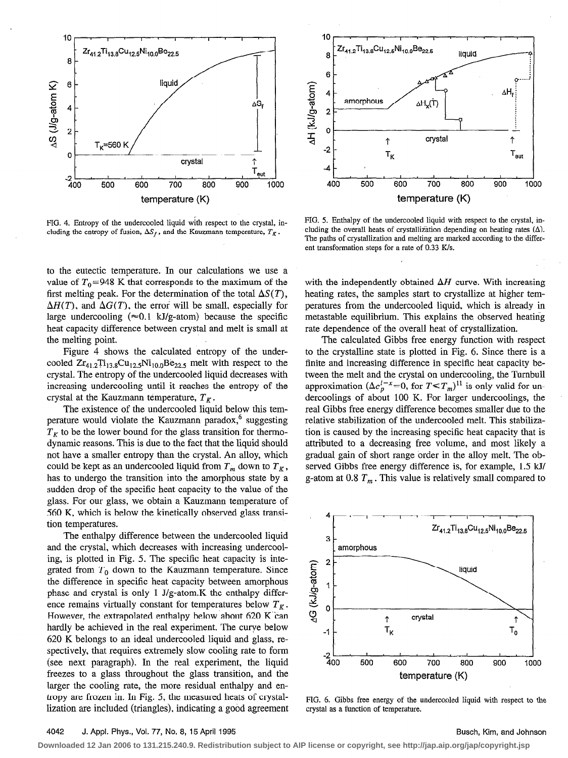FIG. 4. Entropy of the undercooled liquid with respect to the crystal, including the entropy of fusion, $\Delta S_f$, and the Kauzmann temperature, $T_K$.

FIG. 5. Enthalpy of the undercooled liquid with respect to the crystal, including the overall heats of crystallization depending on heating rates ($\Delta$). The paths of crystallization and melting are marked according to the different transformation steps for a rate of 0.33 K/s.

to the eutectic temperature. In our calculations we use a value of $T_0 = 948$ K that corresponds to the maximum of the first melting peak. For the determination of the total $\Delta S(T)$, $\Delta H(T)$, and $\Delta G(T)$, the error will be small, especially for large undercooling ($\approx 0.1$ kJ/g-atom) because the specific heat capacity difference between crystal and melt is small at the melting point.

Figure 4 shows the calculated entropy of the undercooled $Zr_{41.2}Ti_{13.8}Cu_{12.5}Ni_{10.0}Be_{22.5}$ melt with respect to the crystal. The entropy of the undercooled liquid decreases with increasing undercooling until it reaches the entropy of the crystal at the Kauzmann temperature, $T_K$.

The existence of the undercooled liquid below this temperature would violate the Kauzmann paradox,[6] suggesting $T_K$ to be the lower bound for the glass transition for thermodynamic reasons. This is due to the fact that the liquid should not have a smaller entropy than the crystal. An alloy, which could be kept as an undercooled liquid from $T_m$ down to $T_K$, has to undergo the transition into the amorphous state by a sudden drop of the specific heat capacity to the value of the glass. For our glass, we obtain a Kauzmann temperature of 560 K, which is below the kinetically observed glass transition temperatures.

The enthalpy difference between the undercooled liquid and the crystal, which decreases with increasing undercooling, is plotted in Fig. 5. The specific heat capacity is integrated from $T_0$ down to the Kauzmann temperature. Since the difference in specific heat capacity between amorphous phase and crystal is only 1 J/g-atom.K the enthalpy difference remains virtually constant for temperatures below $T_K$. However, the extrapolated enthalpy below about 620 K can hardly be achieved in the real experiment. The curve below 620 K belongs to an ideal undercooled liquid and glass, respectively, that requires extremely slow cooling rate to form (see next paragraph). In the real experiment, the liquid freezes to a glass throughout the glass transition, and the larger the cooling rate, the more residual enthalpy and entropy are frozen in. In Fig. 5, the measured heats of crystallization are included (triangles), indicating a good agreement with the independently obtained $\Delta H$ curve. With increasing heating rates, the samples start to crystallize at higher temperatures from the undercooled liquid, which is already in metastable equilibrium. This explains the observed heating rate dependence of the overall heat of crystallization.

The calculated Gibbs free energy function with respect to the crystalline state is plotted in Fig. 6. Since there is a finite and increasing difference in specific heat capacity between the melt and the crystal on undercooling, the Turnbull approximation ($\Delta c_p^{l-x} = 0$, for $T \ll T_m$)[11] is only valid for undercoolings of about 100 K. For larger undercoolings, the real Gibbs free energy difference becomes smaller due to the relative stabilization of the undercooled melt. This stabilization is caused by the increasing specific heat capacity that is attributed to a decreasing free volume, and most likely a gradual gain of short range order in the alloy melt. The observed Gibbs free energy difference is, for example, 1.5 kJ/g-atom at 0.8 $T_m$. This value is relatively small compared to

FIG. 6. Gibbs free energy of the undercooled liquid with respect to the crystal as a function of temperature.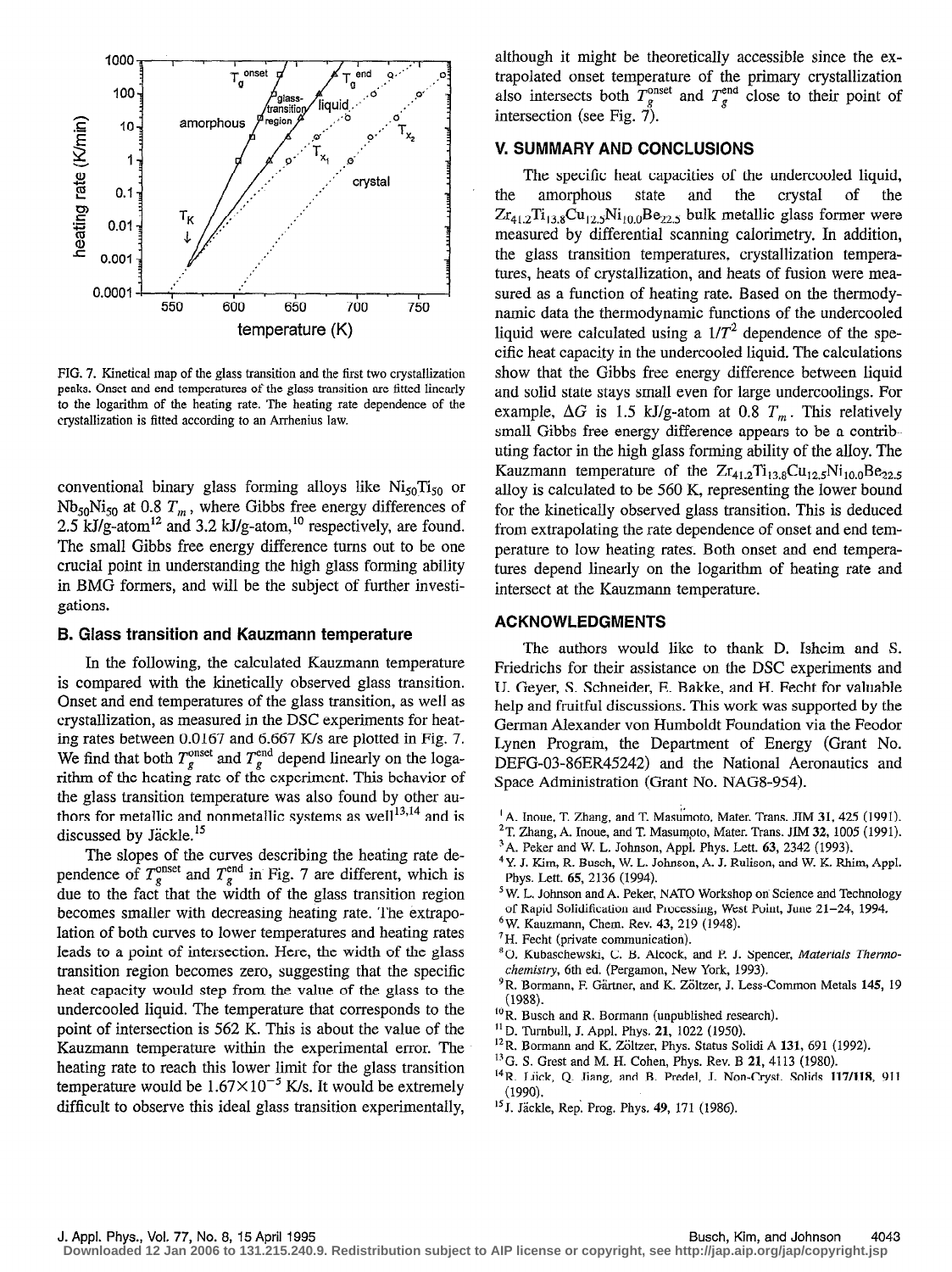1000

100

10

1

0.1

0.01

0.001

0.0001

heating rate (K/min)

550 600 650 700 750

temperature (K)

$T_g^{onset}$

$T_g^{end}$

glass-transition region

liquid

amorphous

$T_{x_2}$

$T_{x_1}$

crystal

$T_K$

FIG. 7. Kinetical map of the glass transition and the first two crystallization peaks. Onset and end temperatures of the glass transition are fitted linearly to the logarithm of the heating rate. The heating rate dependence of the crystallization is fitted according to an Arrhenius law.

conventional binary glass forming alloys like $Ni_{50}Ti_{50}$ or $Nb_{50}Ni_{50}$ at 0.8 $T_m$, where Gibbs free energy differences of 2.5 kJ/g-atom[12] and 3.2 kJ/g-atom,[10] respectively, are found. The small Gibbs free energy difference turns out to be one crucial point in understanding the high glass forming ability in BMG formers, and will be the subject of further investigations.

### B. Glass transition and Kauzmann temperature

In the following, the calculated Kauzmann temperature is compared with the kinetically observed glass transition. Onset and end temperatures of the glass transition, as well as crystallization, as measured in the DSC experiments for heating rates between 0.0167 and 6.667 K/s are plotted in Fig. 7. We find that both $T_g^{onset}$ and $T_g^{end}$ depend linearly on the logarithm of the heating rate of the experiment. This behavior of the glass transition temperature was also found by other authors for metallic and nonmetallic systems as well[13,14] and is discussed by Jäckle.[15]

The slopes of the curves describing the heating rate dependence of $T_g^{onset}$ and $T_g^{end}$ in Fig. 7 are different, which is due to the fact that the width of the glass transition region becomes smaller with decreasing heating rate. The extrapolation of both curves to lower temperatures and heating rates leads to a point of intersection. Here, the width of the glass transition region becomes zero, suggesting that the specific heat capacity would step from the value of the glass to the undercooled liquid. The temperature that corresponds to the point of intersection is 562 K. This is about the value of the Kauzmann temperature within the experimental error. The heating rate to reach this lower limit for the glass transition temperature would be $1.67\times10^{-5}$ K/s. It would be extremely difficult to observe this ideal glass transition experimentally, although it might be theoretically accessible since the extrapolated onset temperature of the primary crystallization also intersects both $T_g^{onset}$ and $T_g^{end}$ close to their point of intersection (see Fig. 7).

## V. SUMMARY AND CONCLUSIONS

The specific heat capacities of the undercooled liquid, the amorphous state and the crystal of the $Zr_{41.2}Ti_{13.8}Cu_{12.5}Ni_{10.0}Be_{22.5}$ bulk metallic glass former were measured by differential scanning calorimetry. In addition, the glass transition temperatures, crystallization temperatures, heats of crystallization, and heats of fusion were measured as a function of heating rate. Based on the thermodynamic data the thermodynamic functions of the undercooled liquid were calculated using a $1/T^2$ dependence of the specific heat capacity in the undercooled liquid. The calculations show that the Gibbs free energy difference between liquid and solid state stays small even for large undercoolings. For example, $\Delta G$ is 1.5 kJ/g-atom at 0.8 $T_m$. This relatively small Gibbs free energy difference appears to be a contributing factor in the high glass forming ability of the alloy. The Kauzmann temperature of the $Zr_{41.2}Ti_{13.8}Cu_{12.5}Ni_{10.0}Be_{22.5}$ alloy is calculated to be 560 K, representing the lower bound for the kinetically observed glass transition. This is deduced from extrapolating the rate dependence of onset and end temperature to low heating rates. Both onset and end temperatures depend linearly on the logarithm of heating rate and intersect at the Kauzmann temperature.

## ACKNOWLEDGMENTS

The authors would like to thank D. Isheim and S. Friedrichs for their assistance on the DSC experiments and U. Geyer, S. Schneider, E. Bakke, and H. Fecht for valuable help and fruitful discussions. This work was supported by the German Alexander von Humboldt Foundation via the Feodor Lynen Program, the Department of Energy (Grant No. DEFG-03-86ER45242) and the National Aeronautics and Space Administration (Grant No. NAG8-954).

[1] A. Inoue, T. Zhang, and T. Masumoto, Mater. Trans. JIM **31**, 425 (1991).
[2] T. Zhang, A. Inoue, and T. Masumoto, Mater. Trans. JIM **32**, 1005 (1991).
[3] A. Peker and W. L. Johnson, Appl. Phys. Lett. **63**, 2342 (1993).
[4] Y. J. Kim, R. Busch, W. L. Johnson, A. J. Rulison, and W. K. Rhim, Appl. Phys. Lett. **65**, 2136 (1994).
[5] W. L. Johnson and A. Peker, NATO Workshop on Science and Technology of Rapid Solidification and Processing, West Point, June 21–24, 1994.
[6] W. Kauzmann, Chem. Rev. **43**, 219 (1948).
[7] H. Fecht (private communication).
[8] O. Kubaschewski, C. B. Alcock, and P. J. Spencer, *Materials Thermochemistry*, 6th ed. (Pergamon, New York, 1993).
[9] R. Bormann, F. Gärtner, and K. Zöltzer, J. Less-Common Metals **145**, 19 (1988).
[10] R. Busch and R. Bormann (unpublished research).
[11] D. Turnbull, J. Appl. Phys. **21**, 1022 (1950).
[12] R. Bormann and K. Zöltzer, Phys. Status Solidi A **131**, 691 (1992).
[13] G. S. Grest and M. H. Cohen, Phys. Rev. B **21**, 4113 (1980).
[14] R. Lück, Q. Jiang, and B. Predel, J. Non-Cryst. Solids **117/118**, 911 (1990).
[15] J. Jäckle, Rep. Prog. Phys. **49**, 171 (1986).